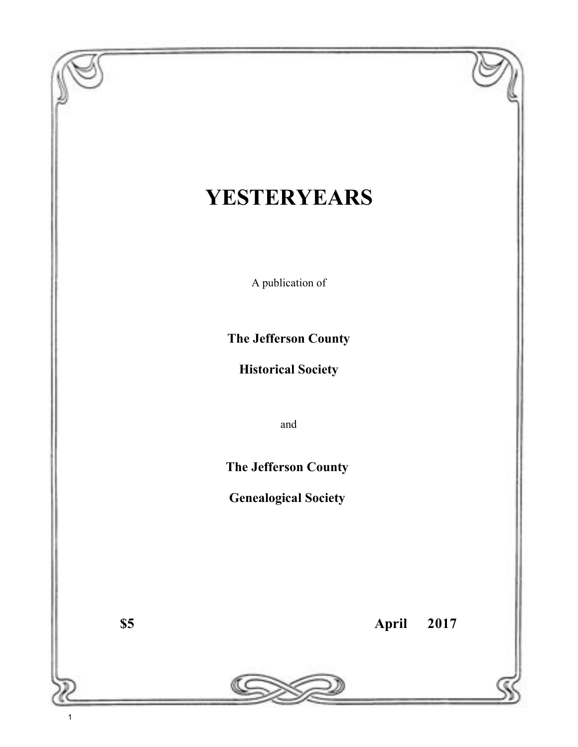# YESTERYEARS

A publication of

**The Jefferson County**

**Historical Society**

and

**The Jefferson County**

**Genealogical Society**

**$5** **April 2017**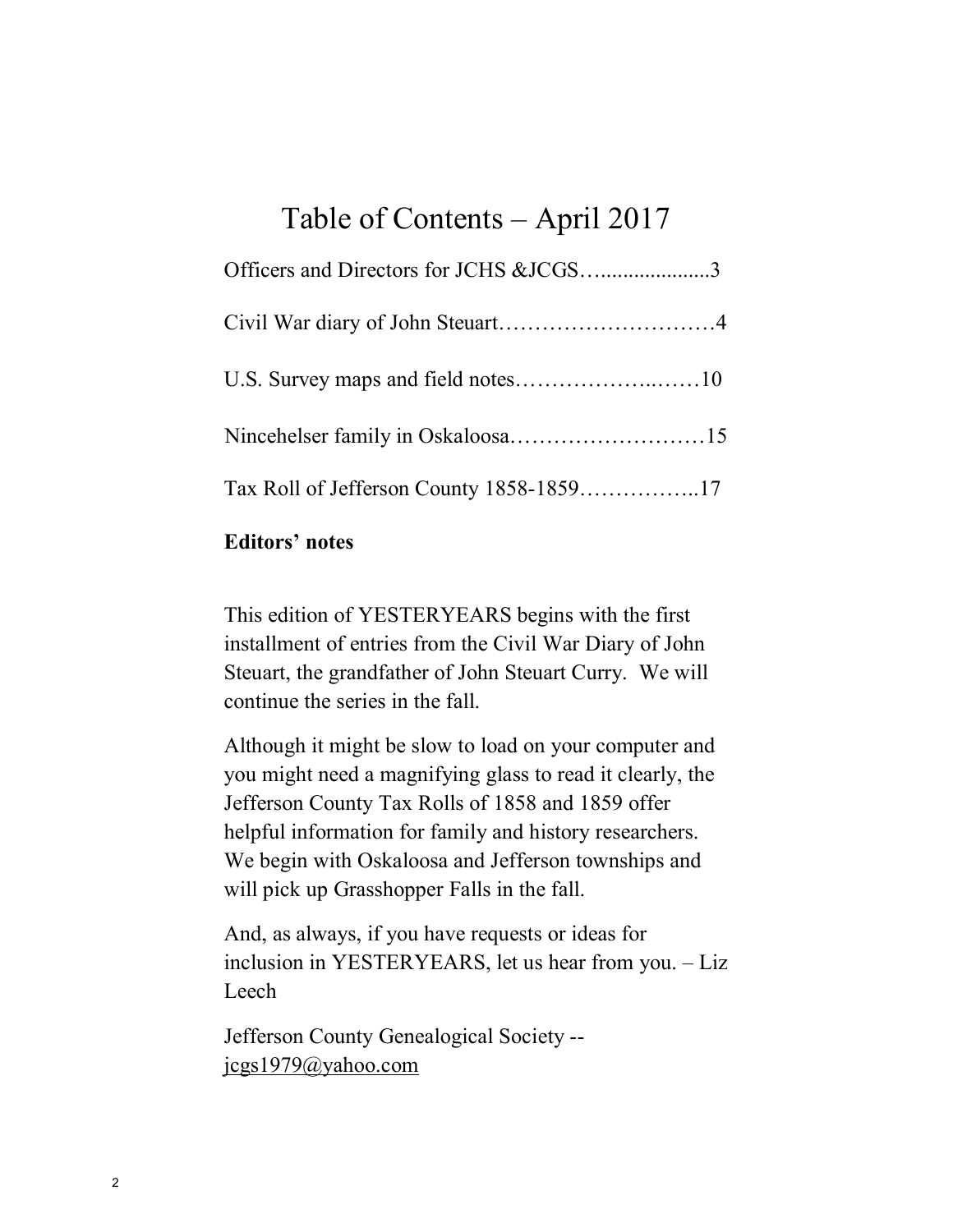# Table of Contents – April 2017

Officers and Directors for JCHS &JCGS…....................3

Civil War diary of John Steuart…………………………4

U.S. Survey maps and field notes………………..……10

Nincehelser family in Oskaloosa………………………15

Tax Roll of Jefferson County 1858-1859……………..17

**Editors' notes**

This edition of YESTERYEARS begins with the first installment of entries from the Civil War Diary of John Steuart, the grandfather of John Steuart Curry. We will continue the series in the fall.

Although it might be slow to load on your computer and you might need a magnifying glass to read it clearly, the Jefferson County Tax Rolls of 1858 and 1859 offer helpful information for family and history researchers. We begin with Oskaloosa and Jefferson townships and will pick up Grasshopper Falls in the fall.

And, as always, if you have requests or ideas for inclusion in YESTERYEARS, let us hear from you. – Liz Leech

Jefferson County Genealogical Society -- jcgs1979@yahoo.com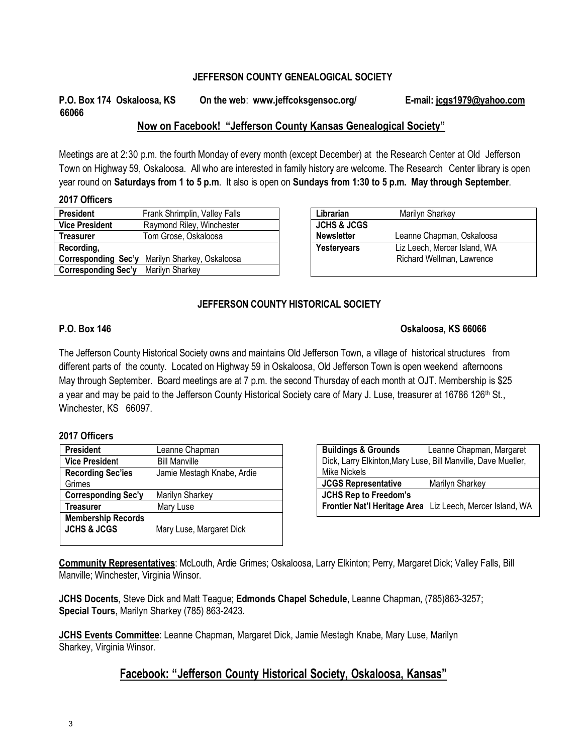## JEFFERSON COUNTY GENEALOGICAL SOCIETY

**P.O. Box 174 Oskaloosa, KS 66066** **On the web**: **www.jeffcoksgensoc.org/** **E-mail: jcgs1979@yahoo.com**

**Now on Facebook! "Jefferson County Kansas Genealogical Society"**

Meetings are at 2:30 p.m. the fourth Monday of every month (except December) at the Research Center at Old Jefferson Town on Highway 59, Oskaloosa. All who are interested in family history are welcome. The Research Center library is open year round on **Saturdays from 1 to 5 p.m**. It also is open on **Sundays from 1:30 to 5 p.m. May through September**.

**2017 Officers**

| | |
|---|---|
| **President** | Frank Shrimplin, Valley Falls |
| **Vice President** | Raymond Riley, Winchester |
| **Treasurer** | Tom Grose, Oskaloosa |
| **Recording, Corresponding Sec'y** | Marilyn Sharkey, Oskaloosa |
| **Corresponding Sec'y** | Marilyn Sharkey |

| | |
|---|---|
| **Librarian** | Marilyn Sharkey |
| **JCHS & JCGS Newsletter** | Leanne Chapman, Oskaloosa |
| **Yesteryears** | Liz Leech, Mercer Island, WA<br>Richard Wellman, Lawrence |

## JEFFERSON COUNTY HISTORICAL SOCIETY

**P.O. Box 146** **Oskaloosa, KS 66066**

The Jefferson County Historical Society owns and maintains Old Jefferson Town, a village of historical structures from different parts of the county. Located on Highway 59 in Oskaloosa, Old Jefferson Town is open weekend afternoons May through September. Board meetings are at 7 p.m. the second Thursday of each month at OJT. Membership is $25 a year and may be paid to the Jefferson County Historical Society care of Mary J. Luse, treasurer at 16786 126th St., Winchester, KS 66097.

**2017 Officers**

| | |
|---|---|
| **President** | Leanne Chapman |
| **Vice President** | Bill Manville |
| **Recording Sec'ies** | Jamie Mestagh Knabe, Ardie Grimes |
| **Corresponding Sec'y** | Marilyn Sharkey |
| **Treasurer** | Mary Luse |
| **Membership Records JCHS & JCGS** | Mary Luse, Margaret Dick |

| | |
|---|---|
| **Buildings & Grounds** | Leanne Chapman, Margaret Dick, Larry Elkinton, Mary Luse, Bill Manville, Dave Mueller, Mike Nickels |
| **JCGS Representative** | Marilyn Sharkey |
| **JCHS Rep to Freedom's Frontier Nat'l Heritage Area** | Liz Leech, Mercer Island, WA |

**Community Representatives**: McLouth, Ardie Grimes; Oskaloosa, Larry Elkinton; Perry, Margaret Dick; Valley Falls, Bill Manville; Winchester, Virginia Winsor.

**JCHS Docents**, Steve Dick and Matt Teague; **Edmonds Chapel Schedule**, Leanne Chapman, (785)863-3257; **Special Tours**, Marilyn Sharkey (785) 863-2423.

**JCHS Events Committee**: Leanne Chapman, Margaret Dick, Jamie Mestagh Knabe, Mary Luse, Marilyn Sharkey, Virginia Winsor.

**Facebook: "Jefferson County Historical Society, Oskaloosa, Kansas"**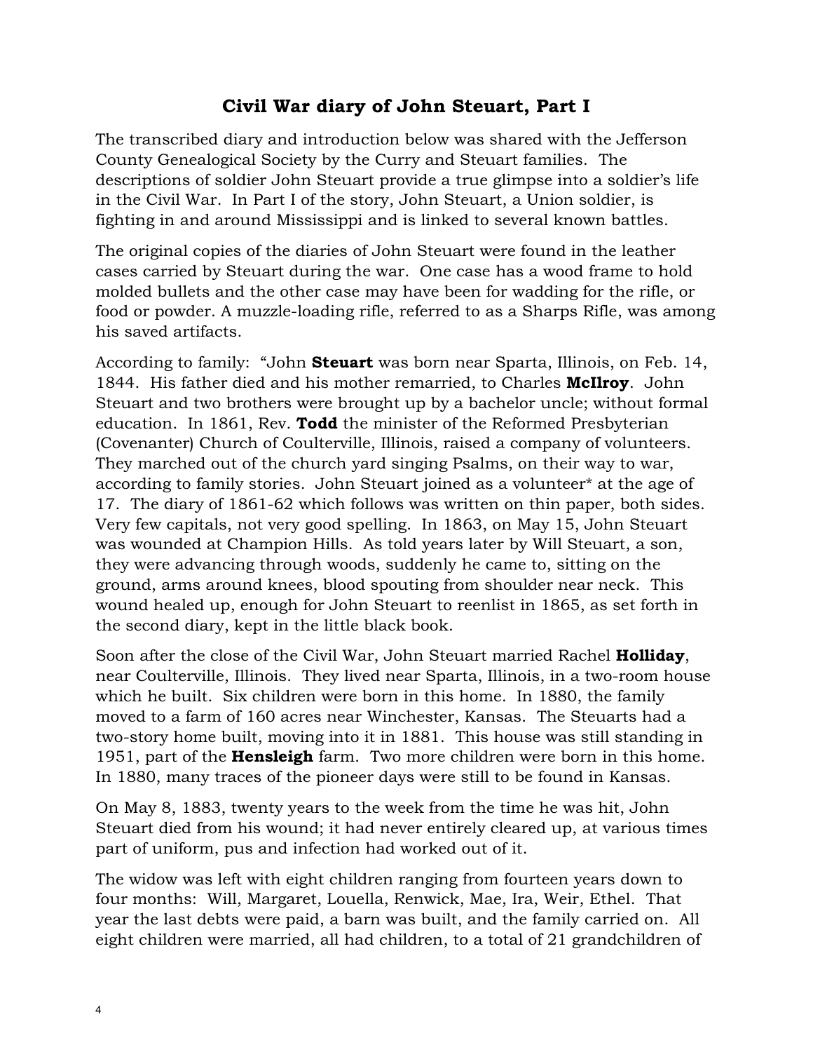# Civil War diary of John Steuart, Part I

The transcribed diary and introduction below was shared with the Jefferson County Genealogical Society by the Curry and Steuart families. The descriptions of soldier John Steuart provide a true glimpse into a soldier's life in the Civil War. In Part I of the story, John Steuart, a Union soldier, is fighting in and around Mississippi and is linked to several known battles.

The original copies of the diaries of John Steuart were found in the leather cases carried by Steuart during the war. One case has a wood frame to hold molded bullets and the other case may have been for wadding for the rifle, or food or powder. A muzzle-loading rifle, referred to as a Sharps Rifle, was among his saved artifacts.

According to family: "John **Steuart** was born near Sparta, Illinois, on Feb. 14, 1844. His father died and his mother remarried, to Charles **McIlroy**. John Steuart and two brothers were brought up by a bachelor uncle; without formal education. In 1861, Rev. **Todd** the minister of the Reformed Presbyterian (Covenanter) Church of Coulterville, Illinois, raised a company of volunteers. They marched out of the church yard singing Psalms, on their way to war, according to family stories. John Steuart joined as a volunteer* at the age of 17. The diary of 1861-62 which follows was written on thin paper, both sides. Very few capitals, not very good spelling. In 1863, on May 15, John Steuart was wounded at Champion Hills. As told years later by Will Steuart, a son, they were advancing through woods, suddenly he came to, sitting on the ground, arms around knees, blood spouting from shoulder near neck. This wound healed up, enough for John Steuart to reenlist in 1865, as set forth in the second diary, kept in the little black book.

Soon after the close of the Civil War, John Steuart married Rachel **Holliday**, near Coulterville, Illinois. They lived near Sparta, Illinois, in a two-room house which he built. Six children were born in this home. In 1880, the family moved to a farm of 160 acres near Winchester, Kansas. The Steuarts had a two-story home built, moving into it in 1881. This house was still standing in 1951, part of the **Hensleigh** farm. Two more children were born in this home. In 1880, many traces of the pioneer days were still to be found in Kansas.

On May 8, 1883, twenty years to the week from the time he was hit, John Steuart died from his wound; it had never entirely cleared up, at various times part of uniform, pus and infection had worked out of it.

The widow was left with eight children ranging from fourteen years down to four months: Will, Margaret, Louella, Renwick, Mae, Ira, Weir, Ethel. That year the last debts were paid, a barn was built, and the family carried on. All eight children were married, all had children, to a total of 21 grandchildren of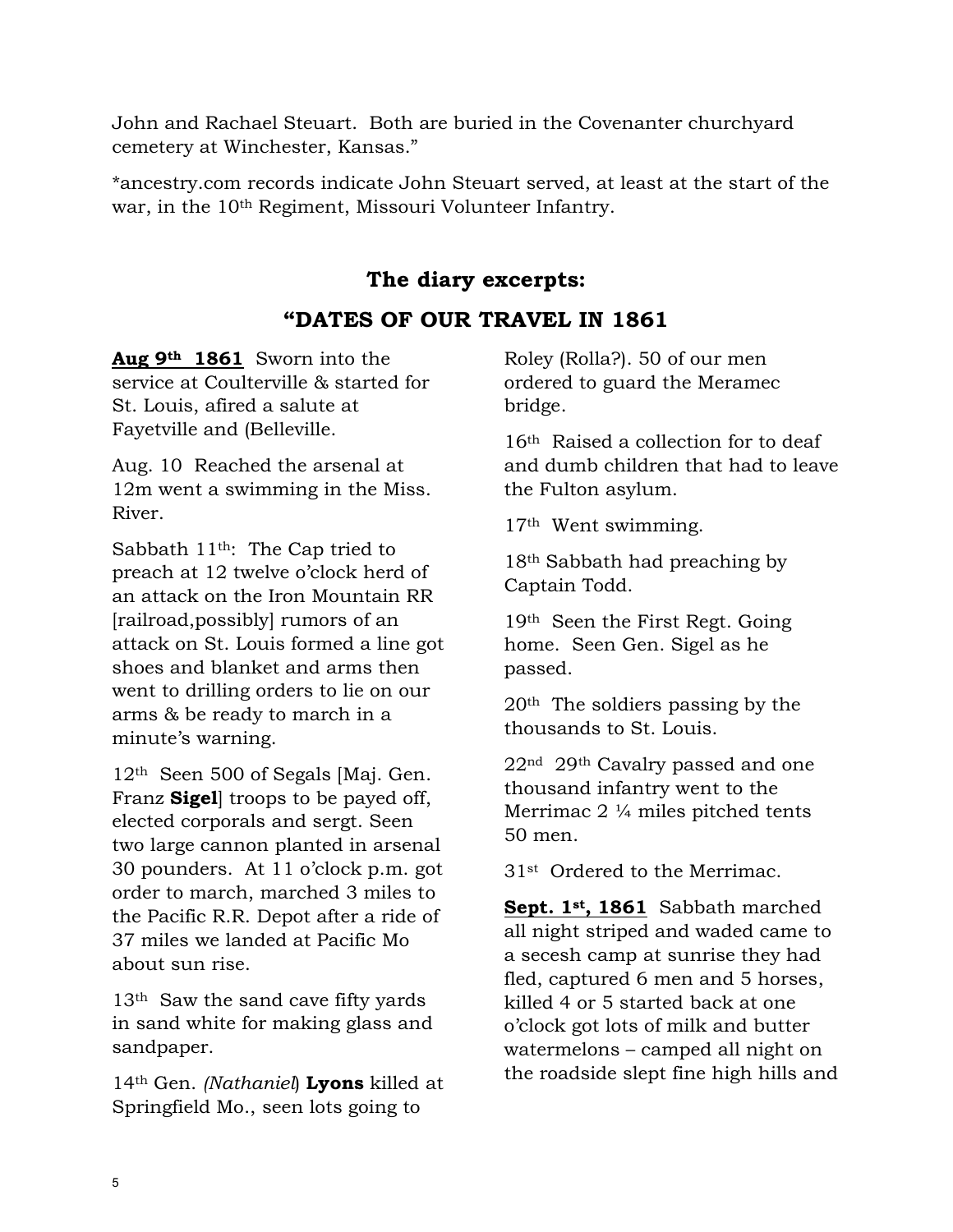John and Rachael Steuart. Both are buried in the Covenanter churchyard cemetery at Winchester, Kansas."

*ancestry.com records indicate John Steuart served, at least at the start of the war, in the 10th Regiment, Missouri Volunteer Infantry.

## The diary excerpts:

## "DATES OF OUR TRAVEL IN 1861

**Aug 9th 1861** Sworn into the service at Coulterville & started for St. Louis, afired a salute at Fayetville and (Belleville.

Aug. 10 Reached the arsenal at 12m went a swimming in the Miss. River.

Sabbath 11th: The Cap tried to preach at 12 twelve o'clock herd of an attack on the Iron Mountain RR [railroad,possibly] rumors of an attack on St. Louis formed a line got shoes and blanket and arms then went to drilling orders to lie on our arms & be ready to march in a minute's warning.

12th Seen 500 of Segals [Maj. Gen. Franz **Sigel**] troops to be payed off, elected corporals and sergt. Seen two large cannon planted in arsenal 30 pounders. At 11 o'clock p.m. got order to march, marched 3 miles to the Pacific R.R. Depot after a ride of 37 miles we landed at Pacific Mo about sun rise.

13th Saw the sand cave fifty yards in sand white for making glass and sandpaper.

14th Gen. *(Nathaniel)* **Lyons** killed at Springfield Mo., seen lots going to Roley (Rolla?). 50 of our men ordered to guard the Meramec bridge.

16th Raised a collection for to deaf and dumb children that had to leave the Fulton asylum.

17th Went swimming.

18th Sabbath had preaching by Captain Todd.

19th Seen the First Regt. Going home. Seen Gen. Sigel as he passed.

20th The soldiers passing by the thousands to St. Louis.

22nd 29th Cavalry passed and one thousand infantry went to the Merrimac 2 ¼ miles pitched tents 50 men.

31st Ordered to the Merrimac.

**Sept. 1st, 1861** Sabbath marched all night striped and waded came to a secesh camp at sunrise they had fled, captured 6 men and 5 horses, killed 4 or 5 started back at one o'clock got lots of milk and butter watermelons – camped all night on the roadside slept fine high hills and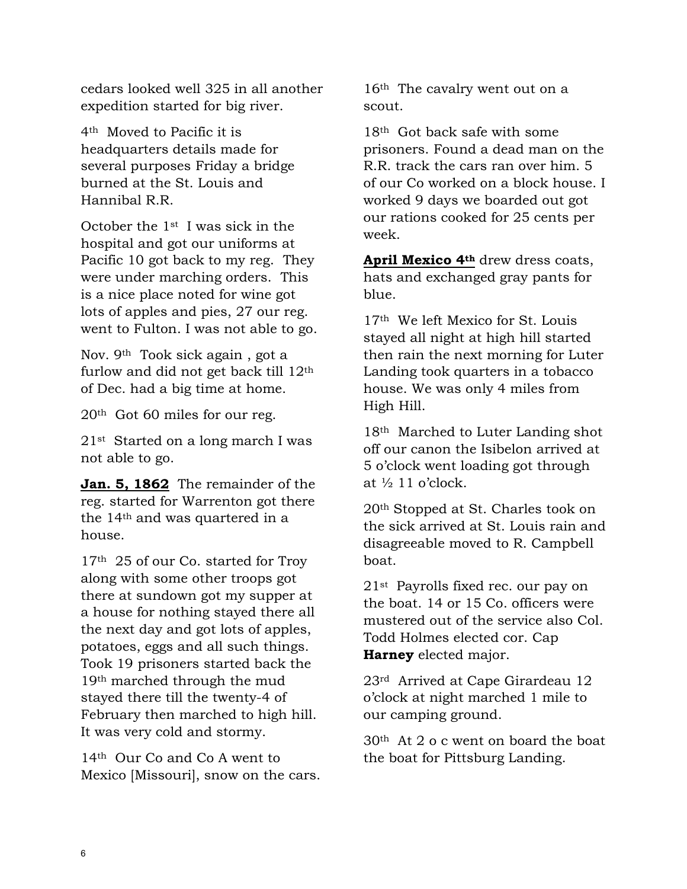cedars looked well 325 in all another expedition started for big river.

4th Moved to Pacific it is headquarters details made for several purposes Friday a bridge burned at the St. Louis and Hannibal R.R.

October the 1st I was sick in the hospital and got our uniforms at Pacific 10 got back to my reg. They were under marching orders. This is a nice place noted for wine got lots of apples and pies, 27 our reg. went to Fulton. I was not able to go.

Nov. 9th Took sick again , got a furlow and did not get back till 12th of Dec. had a big time at home.

20th Got 60 miles for our reg.

21st Started on a long march I was not able to go.

**Jan. 5, 1862** The remainder of the reg. started for Warrenton got there the 14th and was quartered in a house.

17th 25 of our Co. started for Troy along with some other troops got there at sundown got my supper at a house for nothing stayed there all the next day and got lots of apples, potatoes, eggs and all such things. Took 19 prisoners started back the 19th marched through the mud stayed there till the twenty-4 of February then marched to high hill. It was very cold and stormy.

14th Our Co and Co A went to Mexico [Missouri], snow on the cars.

16th The cavalry went out on a scout.

18th Got back safe with some prisoners. Found a dead man on the R.R. track the cars ran over him. 5 of our Co worked on a block house. I worked 9 days we boarded out got our rations cooked for 25 cents per week.

**April Mexico 4th** drew dress coats, hats and exchanged gray pants for blue.

17th We left Mexico for St. Louis stayed all night at high hill started then rain the next morning for Luter Landing took quarters in a tobacco house. We was only 4 miles from High Hill.

18th Marched to Luter Landing shot off our canon the Isibelon arrived at 5 o'clock went loading got through at ½ 11 o'clock.

20th Stopped at St. Charles took on the sick arrived at St. Louis rain and disagreeable moved to R. Campbell boat.

21st Payrolls fixed rec. our pay on the boat. 14 or 15 Co. officers were mustered out of the service also Col. Todd Holmes elected cor. Cap **Harney** elected major.

23rd Arrived at Cape Girardeau 12 o'clock at night marched 1 mile to our camping ground.

30th At 2 o c went on board the boat the boat for Pittsburg Landing.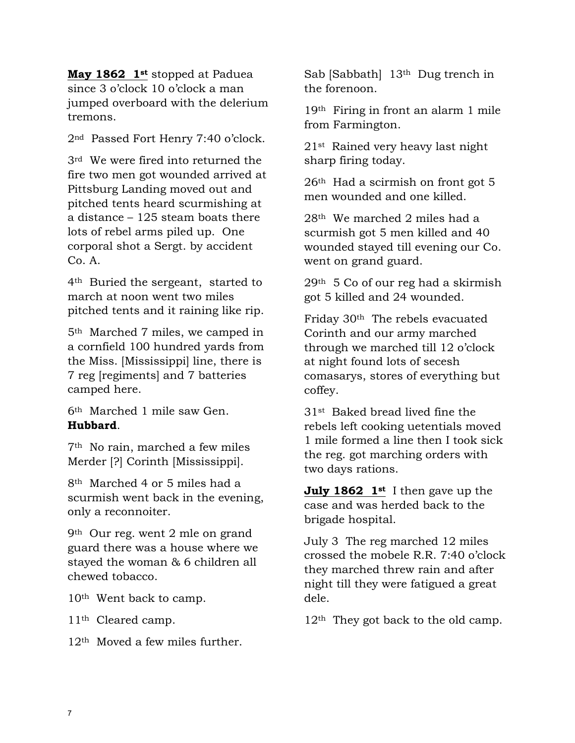**May 1862 1st** stopped at Paduea since 3 o'clock 10 o'clock a man jumped overboard with the delerium tremons.

2nd Passed Fort Henry 7:40 o'clock.

3rd We were fired into returned the fire two men got wounded arrived at Pittsburg Landing moved out and pitched tents heard scurmishing at a distance – 125 steam boats there lots of rebel arms piled up. One corporal shot a Sergt. by accident Co. A.

4th Buried the sergeant, started to march at noon went two miles pitched tents and it raining like rip.

5th Marched 7 miles, we camped in a cornfield 100 hundred yards from the Miss. [Mississippi] line, there is 7 reg [regiments] and 7 batteries camped here.

6th Marched 1 mile saw Gen. **Hubbard**.

7th No rain, marched a few miles Merder [?] Corinth [Mississippi].

8th Marched 4 or 5 miles had a scurmish went back in the evening, only a reconnoiter.

9th Our reg. went 2 mle on grand guard there was a house where we stayed the woman & 6 children all chewed tobacco.

10th Went back to camp.

11th Cleared camp.

12th Moved a few miles further.

Sab [Sabbath] 13th Dug trench in the forenoon.

19th Firing in front an alarm 1 mile from Farmington.

21st Rained very heavy last night sharp firing today.

26th Had a scirmish on front got 5 men wounded and one killed.

28th We marched 2 miles had a scurmish got 5 men killed and 40 wounded stayed till evening our Co. went on grand guard.

29th 5 Co of our reg had a skirmish got 5 killed and 24 wounded.

Friday 30th The rebels evacuated Corinth and our army marched through we marched till 12 o'clock at night found lots of secesh comasarys, stores of everything but coffey.

31st Baked bread lived fine the rebels left cooking uetentials moved 1 mile formed a line then I took sick the reg. got marching orders with two days rations.

**July 1862 1st** I then gave up the case and was herded back to the brigade hospital.

July 3 The reg marched 12 miles crossed the mobele R.R. 7:40 o'clock they marched threw rain and after night till they were fatigued a great dele.

12th They got back to the old camp.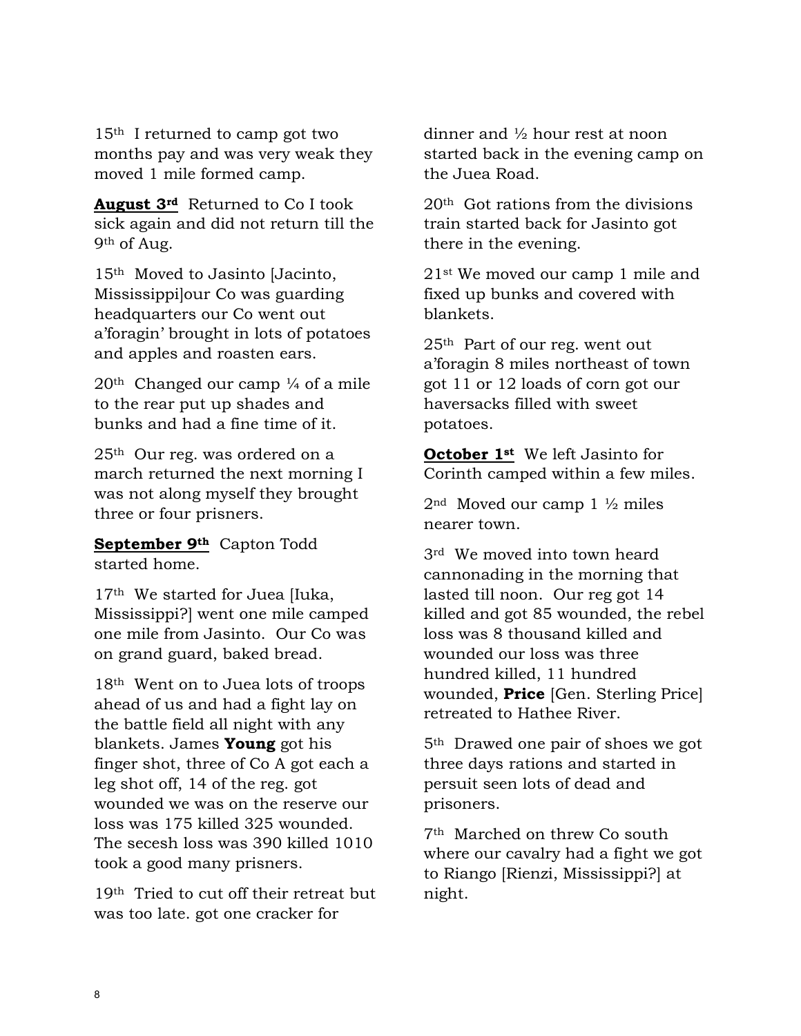15th  I returned to camp got two months pay and was very weak they moved 1 mile formed camp.

**August 3rd**  Returned to Co I took sick again and did not return till the 9th of Aug.

15th  Moved to Jasinto [Jacinto, Mississippi]our Co was guarding headquarters our Co went out a'foragin' brought in lots of potatoes and apples and roasten ears.

20th  Changed our camp ¼ of a mile to the rear put up shades and bunks and had a fine time of it.

25th  Our reg. was ordered on a march returned the next morning I was not along myself they brought three or four prisners.

**September 9th**  Capton Todd started home.

17th  We started for Juea [Iuka, Mississippi?] went one mile camped one mile from Jasinto.  Our Co was on grand guard, baked bread.

18th  Went on to Juea lots of troops ahead of us and had a fight lay on the battle field all night with any blankets. James **Young** got his finger shot, three of Co A got each a leg shot off, 14 of the reg. got wounded we was on the reserve our loss was 175 killed 325 wounded. The secesh loss was 390 killed 1010 took a good many prisners.

19th  Tried to cut off their retreat but was too late. got one cracker for dinner and ½ hour rest at noon started back in the evening camp on the Juea Road.

20th  Got rations from the divisions train started back for Jasinto got there in the evening.

21st We moved our camp 1 mile and fixed up bunks and covered with blankets.

25th  Part of our reg. went out a'foragin 8 miles northeast of town got 11 or 12 loads of corn got our haversacks filled with sweet potatoes.

**October 1st**  We left Jasinto for Corinth camped within a few miles.

2nd  Moved our camp 1 ½ miles nearer town.

3rd  We moved into town heard cannonading in the morning that lasted till noon.  Our reg got 14 killed and got 85 wounded, the rebel loss was 8 thousand killed and wounded our loss was three hundred killed, 11 hundred wounded, **Price** [Gen. Sterling Price] retreated to Hathee River.

5th  Drawed one pair of shoes we got three days rations and started in persuit seen lots of dead and prisoners.

7th  Marched on threw Co south where our cavalry had a fight we got to Riango [Rienzi, Mississippi?] at night.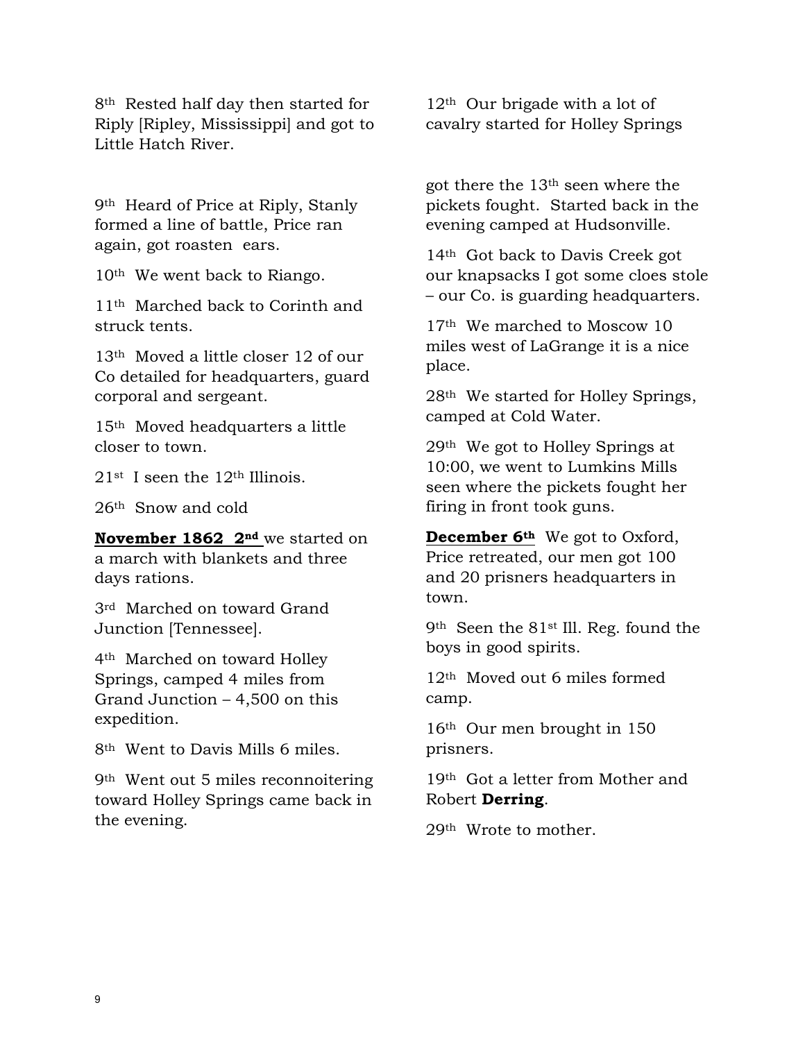8th Rested half day then started for Riply [Ripley, Mississippi] and got to Little Hatch River.

9th Heard of Price at Riply, Stanly formed a line of battle, Price ran again, got roasten ears.

10th We went back to Riango.

11th Marched back to Corinth and struck tents.

13th Moved a little closer 12 of our Co detailed for headquarters, guard corporal and sergeant.

15th Moved headquarters a little closer to town.

21st I seen the 12th Illinois.

26th Snow and cold

**November 1862 2nd** we started on a march with blankets and three days rations.

3rd Marched on toward Grand Junction [Tennessee].

4th Marched on toward Holley Springs, camped 4 miles from Grand Junction – 4,500 on this expedition.

8th Went to Davis Mills 6 miles.

9th Went out 5 miles reconnoitering toward Holley Springs came back in the evening.

12th Our brigade with a lot of cavalry started for Holley Springs

got there the 13th seen where the pickets fought. Started back in the evening camped at Hudsonville.

14th Got back to Davis Creek got our knapsacks I got some cloes stole – our Co. is guarding headquarters.

17th We marched to Moscow 10 miles west of LaGrange it is a nice place.

28th We started for Holley Springs, camped at Cold Water.

29th We got to Holley Springs at 10:00, we went to Lumkins Mills seen where the pickets fought her firing in front took guns.

**December 6th** We got to Oxford, Price retreated, our men got 100 and 20 prisners headquarters in town.

9th Seen the 81st Ill. Reg. found the boys in good spirits.

12th Moved out 6 miles formed camp.

16th Our men brought in 150 prisners.

19th Got a letter from Mother and Robert **Derring**.

29th Wrote to mother.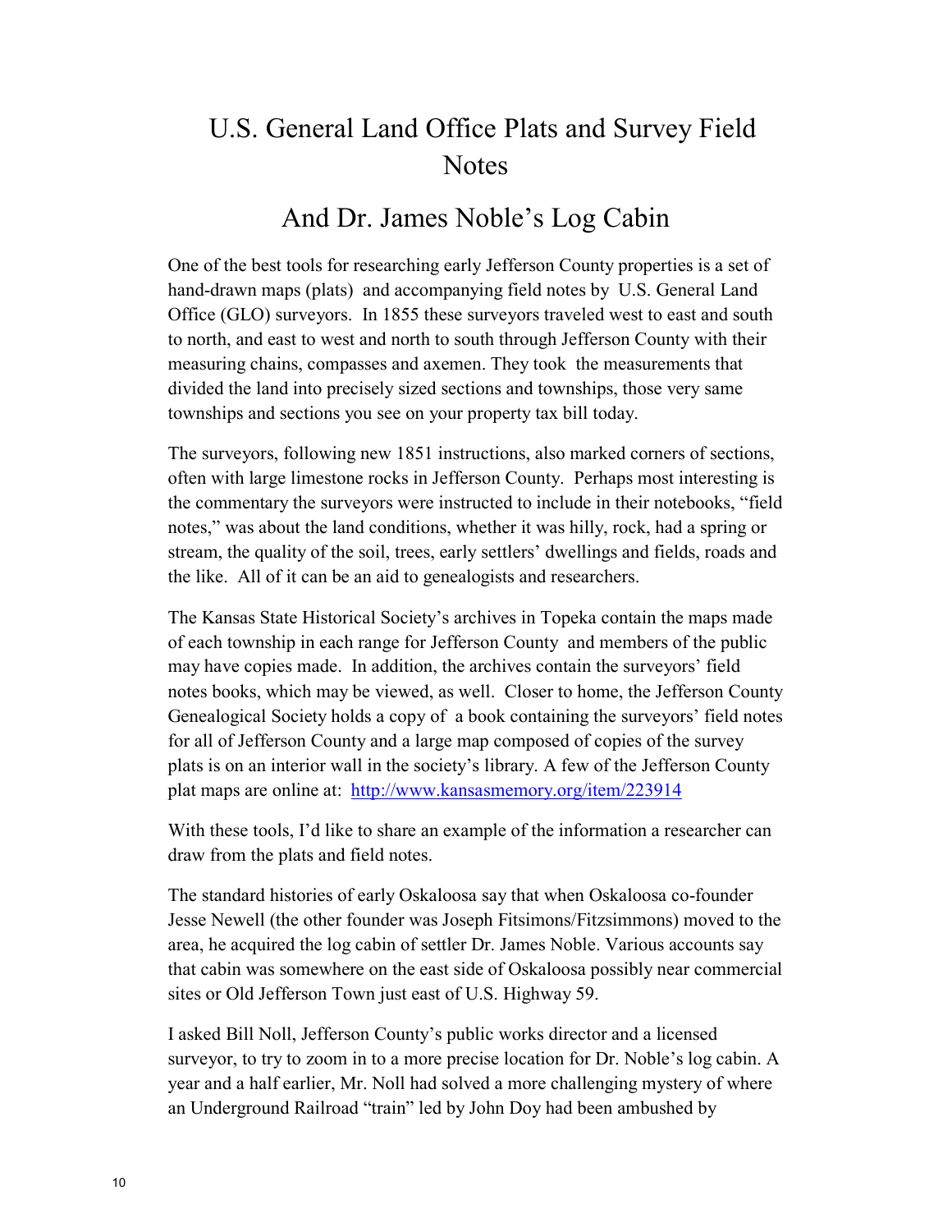# U.S. General Land Office Plats and Survey Field Notes

## And Dr. James Noble's Log Cabin

One of the best tools for researching early Jefferson County properties is a set of hand-drawn maps (plats) and accompanying field notes by U.S. General Land Office (GLO) surveyors. In 1855 these surveyors traveled west to east and south to north, and east to west and north to south through Jefferson County with their measuring chains, compasses and axemen. They took the measurements that divided the land into precisely sized sections and townships, those very same townships and sections you see on your property tax bill today.

The surveyors, following new 1851 instructions, also marked corners of sections, often with large limestone rocks in Jefferson County. Perhaps most interesting is the commentary the surveyors were instructed to include in their notebooks, "field notes," was about the land conditions, whether it was hilly, rock, had a spring or stream, the quality of the soil, trees, early settlers' dwellings and fields, roads and the like. All of it can be an aid to genealogists and researchers.

The Kansas State Historical Society's archives in Topeka contain the maps made of each township in each range for Jefferson County and members of the public may have copies made. In addition, the archives contain the surveyors' field notes books, which may be viewed, as well. Closer to home, the Jefferson County Genealogical Society holds a copy of a book containing the surveyors' field notes for all of Jefferson County and a large map composed of copies of the survey plats is on an interior wall in the society's library. A few of the Jefferson County plat maps are online at: http://www.kansasmemory.org/item/223914

With these tools, I'd like to share an example of the information a researcher can draw from the plats and field notes.

The standard histories of early Oskaloosa say that when Oskaloosa co-founder Jesse Newell (the other founder was Joseph Fitsimons/Fitzsimmons) moved to the area, he acquired the log cabin of settler Dr. James Noble. Various accounts say that cabin was somewhere on the east side of Oskaloosa possibly near commercial sites or Old Jefferson Town just east of U.S. Highway 59.

I asked Bill Noll, Jefferson County's public works director and a licensed surveyor, to try to zoom in to a more precise location for Dr. Noble's log cabin. A year and a half earlier, Mr. Noll had solved a more challenging mystery of where an Underground Railroad "train" led by John Doy had been ambushed by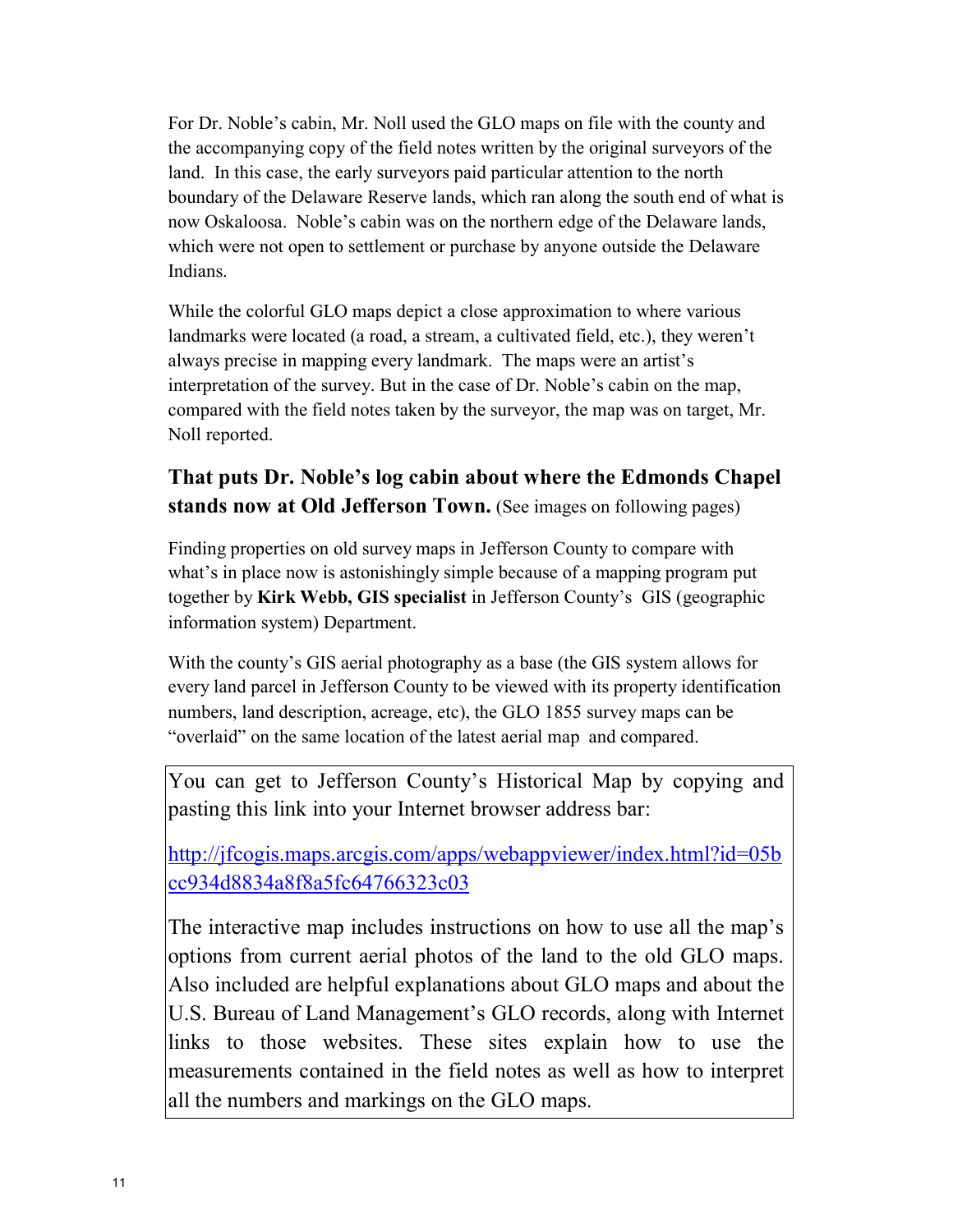For Dr. Noble's cabin, Mr. Noll used the GLO maps on file with the county and the accompanying copy of the field notes written by the original surveyors of the land. In this case, the early surveyors paid particular attention to the north boundary of the Delaware Reserve lands, which ran along the south end of what is now Oskaloosa. Noble's cabin was on the northern edge of the Delaware lands, which were not open to settlement or purchase by anyone outside the Delaware Indians.

While the colorful GLO maps depict a close approximation to where various landmarks were located (a road, a stream, a cultivated field, etc.), they weren't always precise in mapping every landmark. The maps were an artist's interpretation of the survey. But in the case of Dr. Noble's cabin on the map, compared with the field notes taken by the surveyor, the map was on target, Mr. Noll reported.

**That puts Dr. Noble's log cabin about where the Edmonds Chapel stands now at Old Jefferson Town.** (See images on following pages)

Finding properties on old survey maps in Jefferson County to compare with what's in place now is astonishingly simple because of a mapping program put together by **Kirk Webb, GIS specialist** in Jefferson County's GIS (geographic information system) Department.

With the county's GIS aerial photography as a base (the GIS system allows for every land parcel in Jefferson County to be viewed with its property identification numbers, land description, acreage, etc), the GLO 1855 survey maps can be "overlaid" on the same location of the latest aerial map and compared.

You can get to Jefferson County's Historical Map by copying and pasting this link into your Internet browser address bar:

[http://jfcogis.maps.arcgis.com/apps/webappviewer/index.html?id=05bcc934d8834a8f8a5fc64766323c03](http://jfcogis.maps.arcgis.com/apps/webappviewer/index.html?id=05bcc934d8834a8f8a5fc64766323c03)

The interactive map includes instructions on how to use all the map's options from current aerial photos of the land to the old GLO maps. Also included are helpful explanations about GLO maps and about the U.S. Bureau of Land Management's GLO records, along with Internet links to those websites. These sites explain how to use the measurements contained in the field notes as well as how to interpret all the numbers and markings on the GLO maps.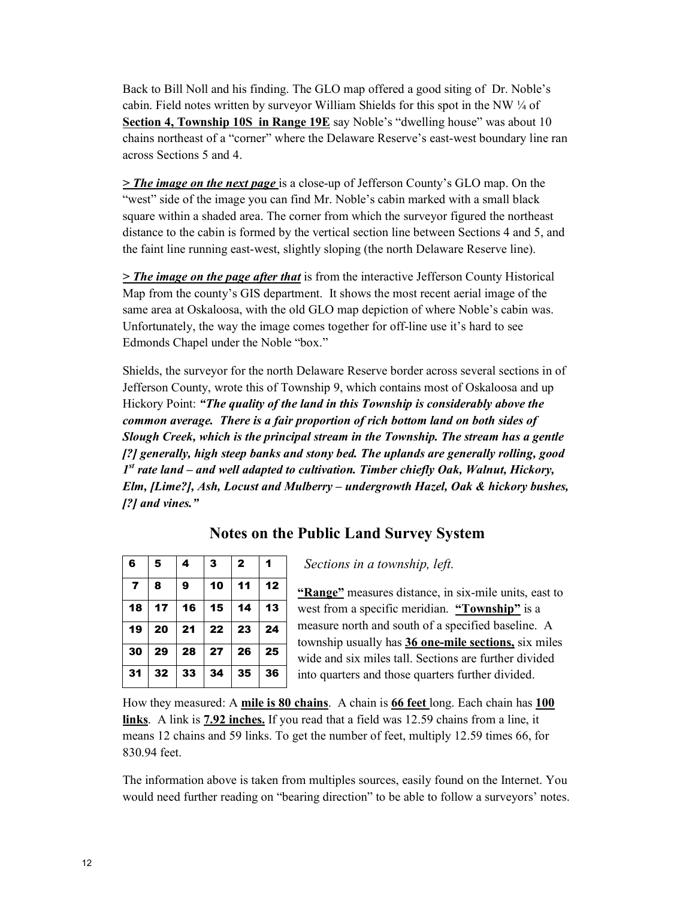Back to Bill Noll and his finding. The GLO map offered a good siting of Dr. Noble's cabin. Field notes written by surveyor William Shields for this spot in the NW ¼ of **Section 4, Township 10S in Range 19E** say Noble's "dwelling house" was about 10 chains northeast of a "corner" where the Delaware Reserve's east-west boundary line ran across Sections 5 and 4.

**> *The image on the next page*** is a close-up of Jefferson County's GLO map. On the "west" side of the image you can find Mr. Noble's cabin marked with a small black square within a shaded area. The corner from which the surveyor figured the northeast distance to the cabin is formed by the vertical section line between Sections 4 and 5, and the faint line running east-west, slightly sloping (the north Delaware Reserve line).

**> *The image on the page after that*** is from the interactive Jefferson County Historical Map from the county's GIS department. It shows the most recent aerial image of the same area at Oskaloosa, with the old GLO map depiction of where Noble's cabin was. Unfortunately, the way the image comes together for off-line use it's hard to see Edmonds Chapel under the Noble "box."

Shields, the surveyor for the north Delaware Reserve border across several sections in of Jefferson County, wrote this of Township 9, which contains most of Oskaloosa and up Hickory Point: ***"The quality of the land in this Township is considerably above the common average. There is a fair proportion of rich bottom land on both sides of Slough Creek, which is the principal stream in the Township. The stream has a gentle [?] generally, high steep banks and stony bed. The uplands are generally rolling, good 1st rate land – and well adapted to cultivation. Timber chiefly Oak, Walnut, Hickory, Elm, [Lime?], Ash, Locust and Mulberry – undergrowth Hazel, Oak & hickory bushes, [?] and vines."***

## Notes on the Public Land Survey System

| 6 | 5 | 4 | 3 | 2 | 1 |
|---|---|---|---|---|---|
| 7 | 8 | 9 | 10 | 11 | 12 |
| 18 | 17 | 16 | 15 | 14 | 13 |
| 19 | 20 | 21 | 22 | 23 | 24 |
| 30 | 29 | 28 | 27 | 26 | 25 |
| 31 | 32 | 33 | 34 | 35 | 36 |

*Sections in a township, left.*

**"Range"** measures distance, in six-mile units, east to west from a specific meridian. **"Township"** is a measure north and south of a specified baseline. A township usually has **36 one-mile sections,** six miles wide and six miles tall. Sections are further divided into quarters and those quarters further divided.

How they measured: A **mile is 80 chains**. A chain is **66 feet** long. Each chain has **100 links**. A link is **7.92 inches.** If you read that a field was 12.59 chains from a line, it means 12 chains and 59 links. To get the number of feet, multiply 12.59 times 66, for 830.94 feet.

The information above is taken from multiples sources, easily found on the Internet. You would need further reading on "bearing direction" to be able to follow a surveyors' notes.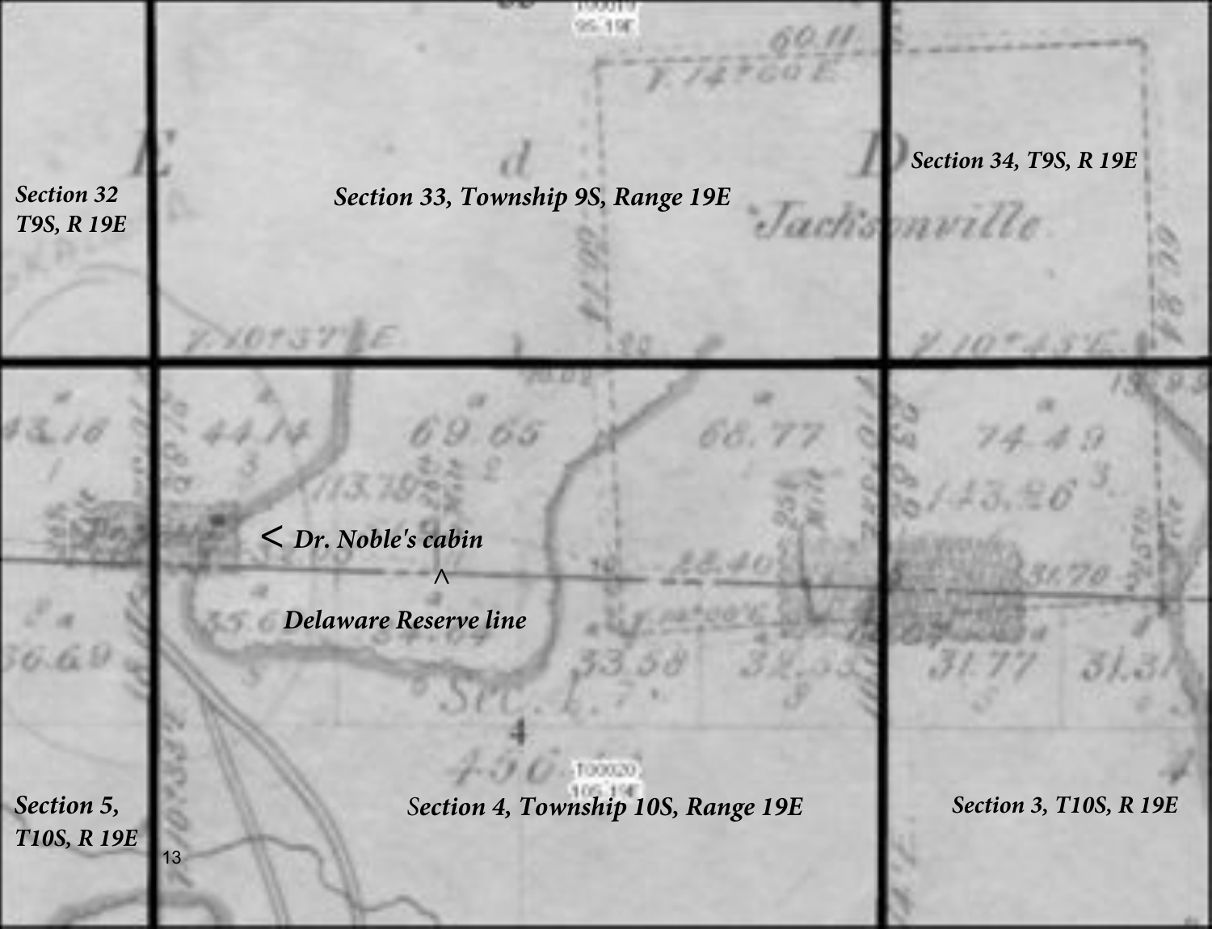Section 32
T9S, R 19E

Section 33, Township 9S, Range 19E

Section 34, T9S, R 19E

Jacksonville

< Dr. Noble's cabin

^
Delaware Reserve line

Section 5,
T10S, R 19E

Section 4, Township 10S, Range 19E

Section 3, T10S, R 19E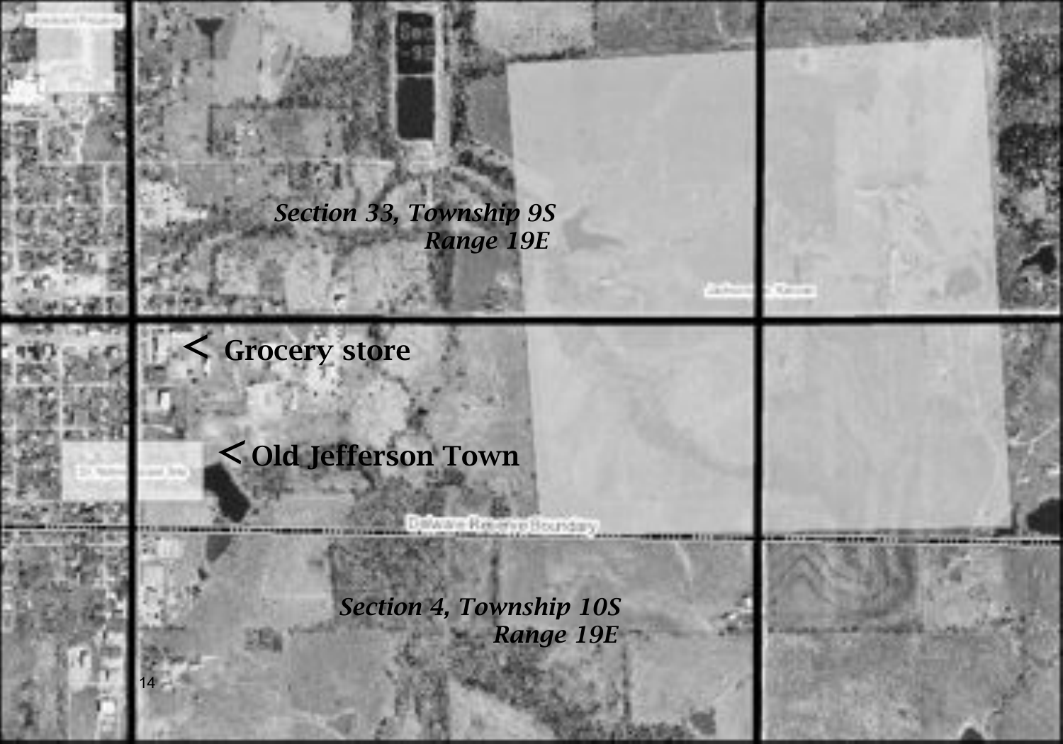*Section 33, Township 9S*
*Range 19E*

< **Grocery store**

< **Old Jefferson Town**

*Section 4, Township 10S*
*Range 19E*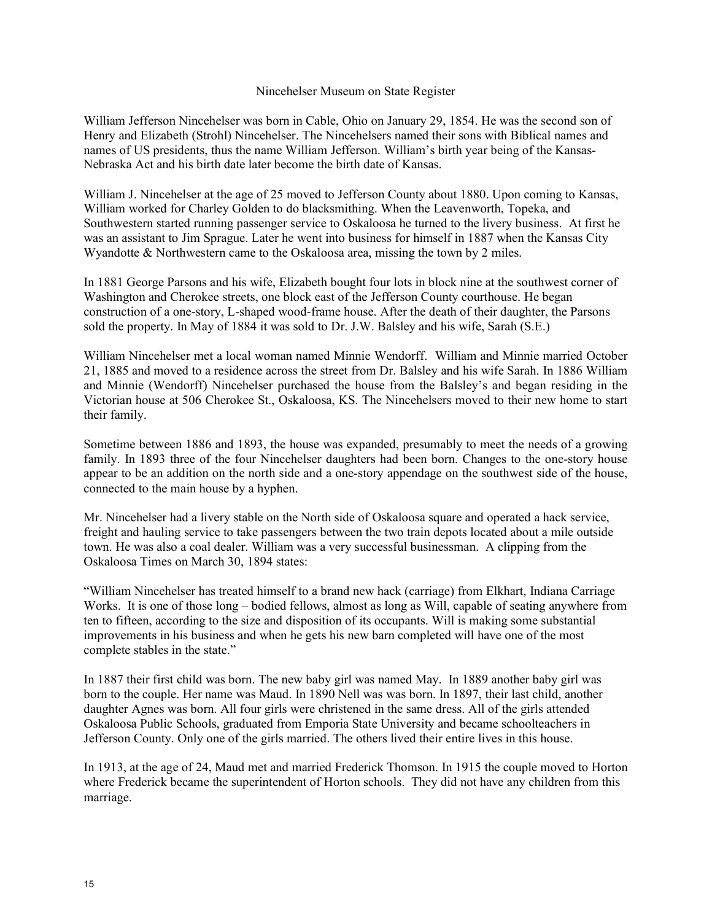# Nincehelser Museum on State Register

William Jefferson Nincehelser was born in Cable, Ohio on January 29, 1854. He was the second son of Henry and Elizabeth (Strohl) Nincehelser. The Nincehelsers named their sons with Biblical names and names of US presidents, thus the name William Jefferson. William's birth year being of the Kansas-Nebraska Act and his birth date later become the birth date of Kansas.

William J. Nincehelser at the age of 25 moved to Jefferson County about 1880. Upon coming to Kansas, William worked for Charley Golden to do blacksmithing. When the Leavenworth, Topeka, and Southwestern started running passenger service to Oskaloosa he turned to the livery business. At first he was an assistant to Jim Sprague. Later he went into business for himself in 1887 when the Kansas City Wyandotte & Northwestern came to the Oskaloosa area, missing the town by 2 miles.

In 1881 George Parsons and his wife, Elizabeth bought four lots in block nine at the southwest corner of Washington and Cherokee streets, one block east of the Jefferson County courthouse. He began construction of a one-story, L-shaped wood-frame house. After the death of their daughter, the Parsons sold the property. In May of 1884 it was sold to Dr. J.W. Balsley and his wife, Sarah (S.E.)

William Nincehelser met a local woman named Minnie Wendorff. William and Minnie married October 21, 1885 and moved to a residence across the street from Dr. Balsley and his wife Sarah. In 1886 William and Minnie (Wendorff) Nincehelser purchased the house from the Balsley's and began residing in the Victorian house at 506 Cherokee St., Oskaloosa, KS. The Nincehelsers moved to their new home to start their family.

Sometime between 1886 and 1893, the house was expanded, presumably to meet the needs of a growing family. In 1893 three of the four Nincehelser daughters had been born. Changes to the one-story house appear to be an addition on the north side and a one-story appendage on the southwest side of the house, connected to the main house by a hyphen.

Mr. Nincehelser had a livery stable on the North side of Oskaloosa square and operated a hack service, freight and hauling service to take passengers between the two train depots located about a mile outside town. He was also a coal dealer. William was a very successful businessman. A clipping from the Oskaloosa Times on March 30, 1894 states:

"William Nincehelser has treated himself to a brand new hack (carriage) from Elkhart, Indiana Carriage Works. It is one of those long – bodied fellows, almost as long as Will, capable of seating anywhere from ten to fifteen, according to the size and disposition of its occupants. Will is making some substantial improvements in his business and when he gets his new barn completed will have one of the most complete stables in the state."

In 1887 their first child was born. The new baby girl was named May. In 1889 another baby girl was born to the couple. Her name was Maud. In 1890 Nell was was born. In 1897, their last child, another daughter Agnes was born. All four girls were christened in the same dress. All of the girls attended Oskaloosa Public Schools, graduated from Emporia State University and became schoolteachers in Jefferson County. Only one of the girls married. The others lived their entire lives in this house.

In 1913, at the age of 24, Maud met and married Frederick Thomson. In 1915 the couple moved to Horton where Frederick became the superintendent of Horton schools. They did not have any children from this marriage.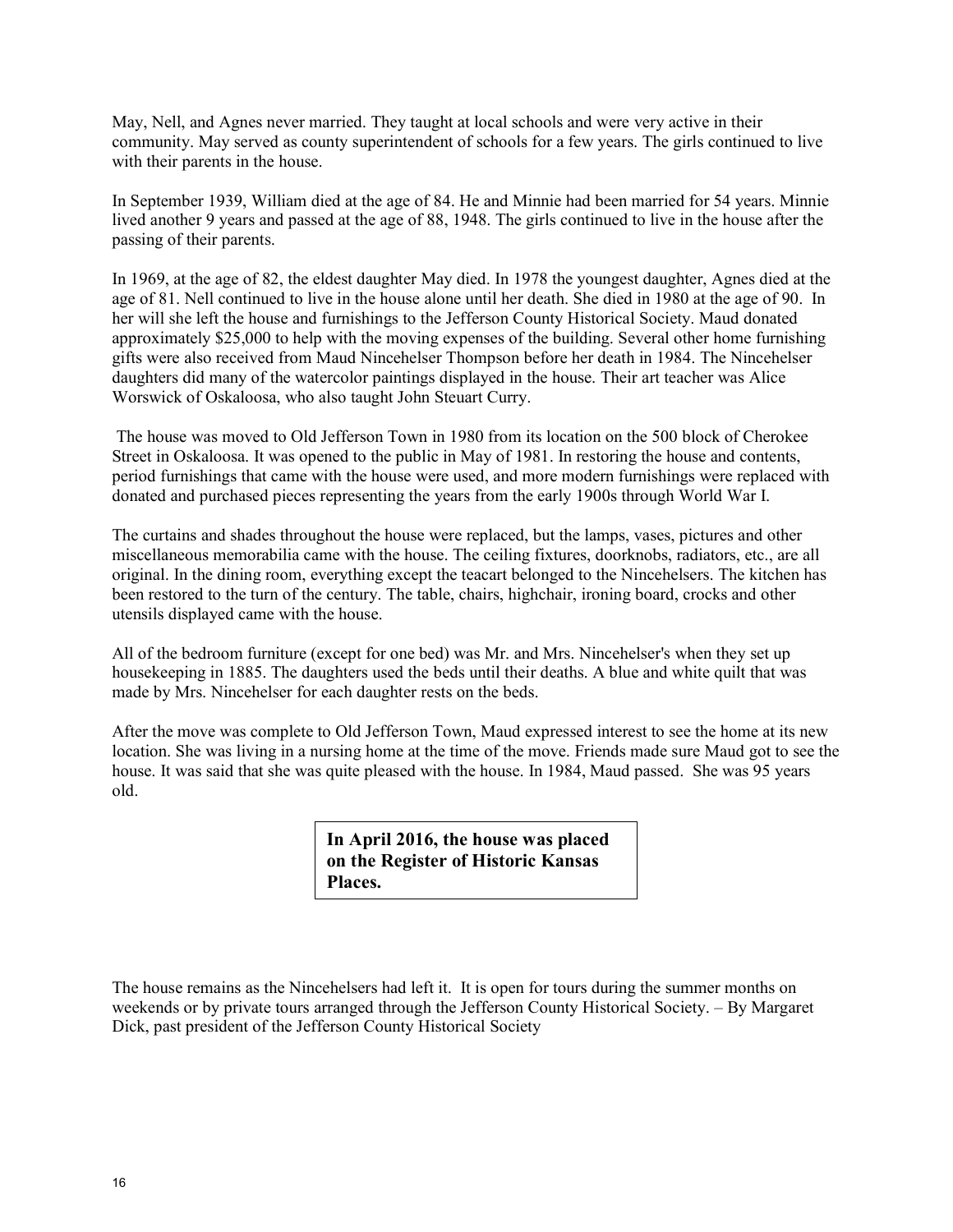May, Nell, and Agnes never married. They taught at local schools and were very active in their community. May served as county superintendent of schools for a few years. The girls continued to live with their parents in the house.

In September 1939, William died at the age of 84. He and Minnie had been married for 54 years. Minnie lived another 9 years and passed at the age of 88, 1948. The girls continued to live in the house after the passing of their parents.

In 1969, at the age of 82, the eldest daughter May died. In 1978 the youngest daughter, Agnes died at the age of 81. Nell continued to live in the house alone until her death. She died in 1980 at the age of 90. In her will she left the house and furnishings to the Jefferson County Historical Society. Maud donated approximately $25,000 to help with the moving expenses of the building. Several other home furnishing gifts were also received from Maud Nincehelser Thompson before her death in 1984. The Nincehelser daughters did many of the watercolor paintings displayed in the house. Their art teacher was Alice Worswick of Oskaloosa, who also taught John Steuart Curry.

The house was moved to Old Jefferson Town in 1980 from its location on the 500 block of Cherokee Street in Oskaloosa. It was opened to the public in May of 1981. In restoring the house and contents, period furnishings that came with the house were used, and more modern furnishings were replaced with donated and purchased pieces representing the years from the early 1900s through World War I.

The curtains and shades throughout the house were replaced, but the lamps, vases, pictures and other miscellaneous memorabilia came with the house. The ceiling fixtures, doorknobs, radiators, etc., are all original. In the dining room, everything except the teacart belonged to the Nincehelsers. The kitchen has been restored to the turn of the century. The table, chairs, highchair, ironing board, crocks and other utensils displayed came with the house.

All of the bedroom furniture (except for one bed) was Mr. and Mrs. Nincehelser's when they set up housekeeping in 1885. The daughters used the beds until their deaths. A blue and white quilt that was made by Mrs. Nincehelser for each daughter rests on the beds.

After the move was complete to Old Jefferson Town, Maud expressed interest to see the home at its new location. She was living in a nursing home at the time of the move. Friends made sure Maud got to see the house. It was said that she was quite pleased with the house. In 1984, Maud passed. She was 95 years old.

**In April 2016, the house was placed on the Register of Historic Kansas Places.**

The house remains as the Nincehelsers had left it. It is open for tours during the summer months on weekends or by private tours arranged through the Jefferson County Historical Society. – By Margaret Dick, past president of the Jefferson County Historical Society